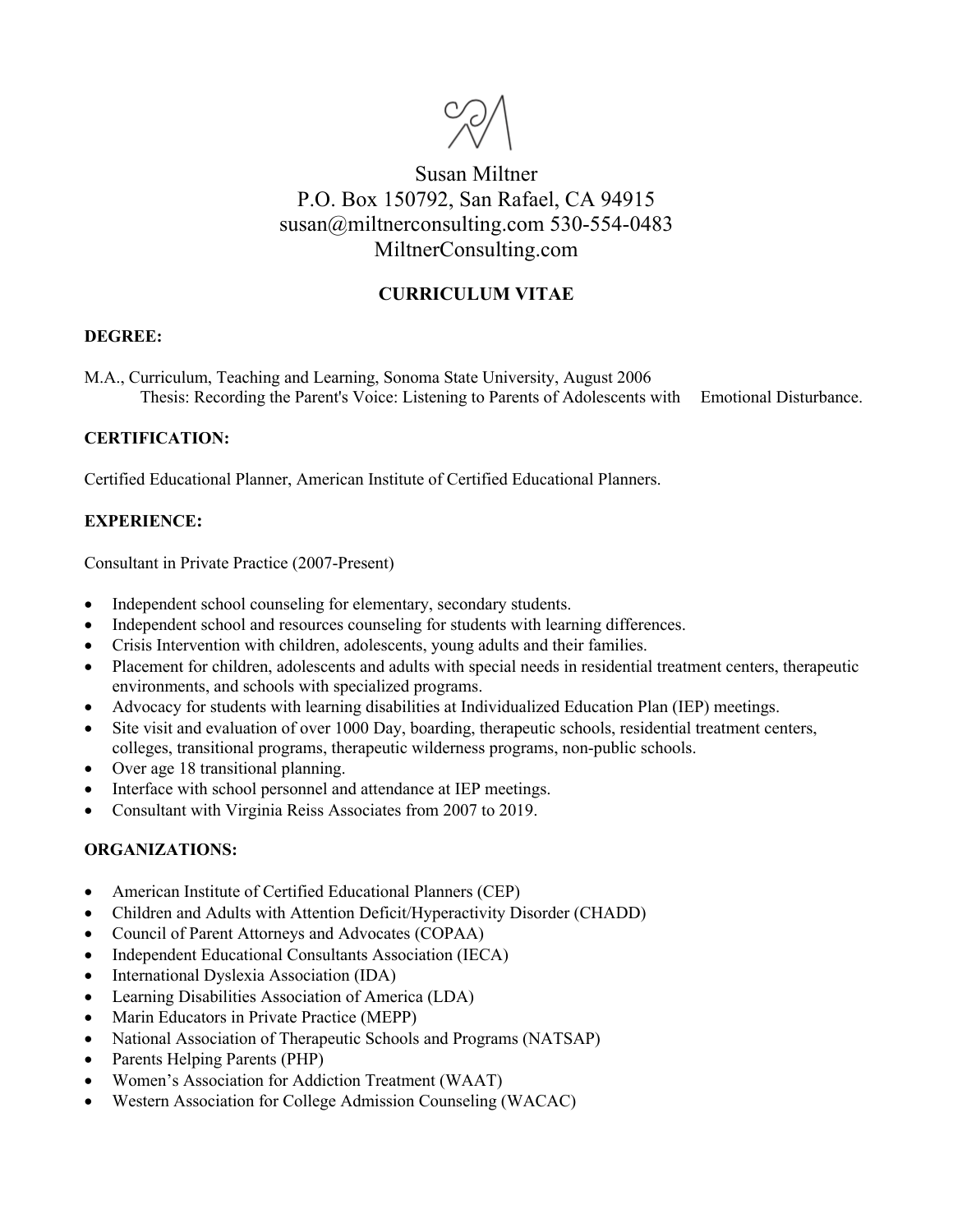Susan Miltner
P.O. Box 150792, San Rafael, CA 94915
susan@miltnerconsulting.com 530-554-0483
MiltnerConsulting.com

# CURRICULUM VITAE

## DEGREE:

M.A., Curriculum, Teaching and Learning, Sonoma State University, August 2006
Thesis: Recording the Parent's Voice: Listening to Parents of Adolescents with Emotional Disturbance.

## CERTIFICATION:

Certified Educational Planner, American Institute of Certified Educational Planners.

## EXPERIENCE:

Consultant in Private Practice (2007-Present)

- Independent school counseling for elementary, secondary students.
- Independent school and resources counseling for students with learning differences.
- Crisis Intervention with children, adolescents, young adults and their families.
- Placement for children, adolescents and adults with special needs in residential treatment centers, therapeutic environments, and schools with specialized programs.
- Advocacy for students with learning disabilities at Individualized Education Plan (IEP) meetings.
- Site visit and evaluation of over 1000 Day, boarding, therapeutic schools, residential treatment centers, colleges, transitional programs, therapeutic wilderness programs, non-public schools.
- Over age 18 transitional planning.
- Interface with school personnel and attendance at IEP meetings.
- Consultant with Virginia Reiss Associates from 2007 to 2019.

## ORGANIZATIONS:

- American Institute of Certified Educational Planners (CEP)
- Children and Adults with Attention Deficit/Hyperactivity Disorder (CHADD)
- Council of Parent Attorneys and Advocates (COPAA)
- Independent Educational Consultants Association (IECA)
- International Dyslexia Association (IDA)
- Learning Disabilities Association of America (LDA)
- Marin Educators in Private Practice (MEPP)
- National Association of Therapeutic Schools and Programs (NATSAP)
- Parents Helping Parents (PHP)
- Women's Association for Addiction Treatment (WAAT)
- Western Association for College Admission Counseling (WACAC)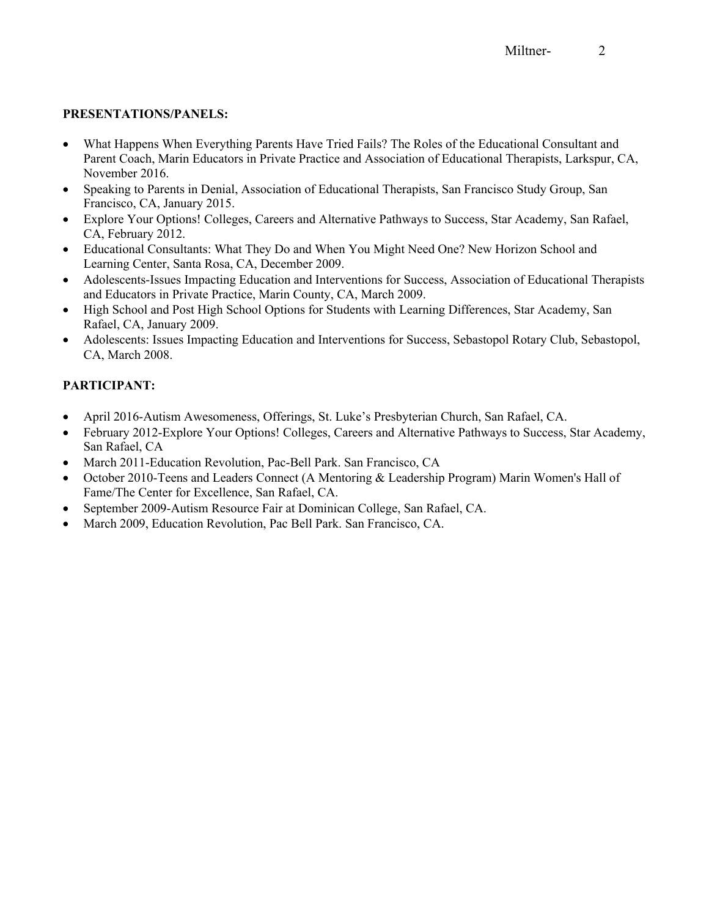**PRESENTATIONS/PANELS:**

- What Happens When Everything Parents Have Tried Fails? The Roles of the Educational Consultant and Parent Coach, Marin Educators in Private Practice and Association of Educational Therapists, Larkspur, CA, November 2016.
- Speaking to Parents in Denial, Association of Educational Therapists, San Francisco Study Group, San Francisco, CA, January 2015.
- Explore Your Options! Colleges, Careers and Alternative Pathways to Success, Star Academy, San Rafael, CA, February 2012.
- Educational Consultants: What They Do and When You Might Need One? New Horizon School and Learning Center, Santa Rosa, CA, December 2009.
- Adolescents-Issues Impacting Education and Interventions for Success, Association of Educational Therapists and Educators in Private Practice, Marin County, CA, March 2009.
- High School and Post High School Options for Students with Learning Differences, Star Academy, San Rafael, CA, January 2009.
- Adolescents: Issues Impacting Education and Interventions for Success, Sebastopol Rotary Club, Sebastopol, CA, March 2008.

**PARTICIPANT:**

- April 2016-Autism Awesomeness, Offerings, St. Luke's Presbyterian Church, San Rafael, CA.
- February 2012-Explore Your Options! Colleges, Careers and Alternative Pathways to Success, Star Academy, San Rafael, CA
- March 2011-Education Revolution, Pac-Bell Park. San Francisco, CA
- October 2010-Teens and Leaders Connect (A Mentoring & Leadership Program) Marin Women's Hall of Fame/The Center for Excellence, San Rafael, CA.
- September 2009-Autism Resource Fair at Dominican College, San Rafael, CA.
- March 2009, Education Revolution, Pac Bell Park. San Francisco, CA.